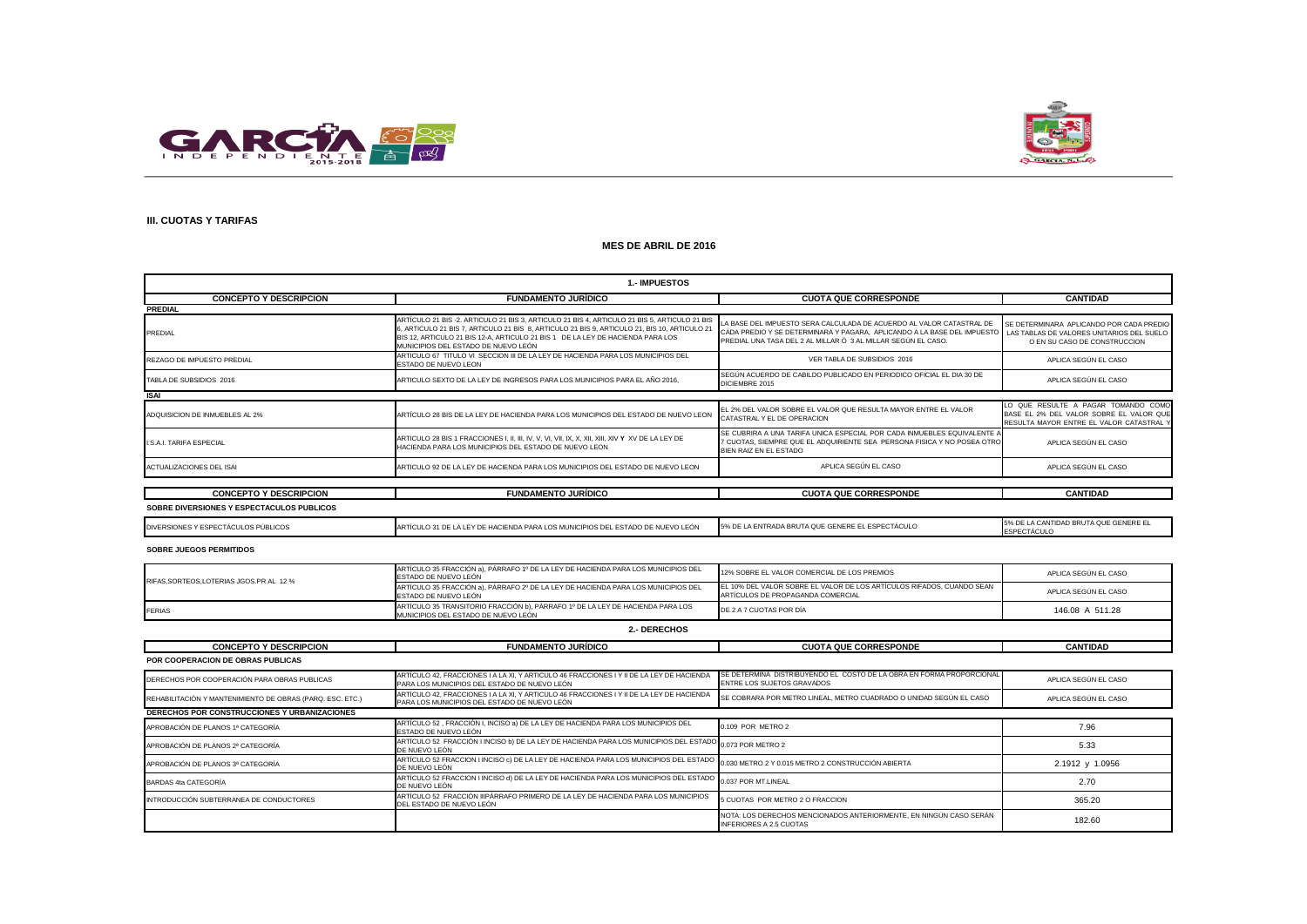## III. CUOTAS Y TARIFAS

### MES DE ABRIL DE 2016

| 1.- IMPUESTOS | | | |
|---|---|---|---|
| **CONCEPTO Y DESCRIPCION** | **FUNDAMENTO JURÍDICO** | **CUOTA QUE CORRESPONDE** | **CANTIDAD** |
| **PREDIAL** | | | |
| PREDIAL | ARTÍCULO 21 BIS -2. ARTICULO 21 BIS 3, ARTICULO 21 BIS 4, ARTICULO 21 BIS 5, ARTICULO 21 BIS 6, ARTICULO 21 BIS 7, ARTICULO 21 BIS 8, ARTICULO 21 BIS 9, ARTICULO 21, BIS 10, ARTICULO 21 BIS 12, ARTICULO 21 BIS 12-A, ARTICULO 21 BIS 1 DE LA LEY DE HACIENDA PARA LOS MUNICIPIOS DEL ESTADO DE NUEVO LEÓN | LA BASE DEL IMPUESTO SERA CALCULADA DE ACUERDO AL VALOR CATASTRAL DE CADA PREDIO Y SE DETERMINARA Y PAGARA, APLICANDO A LA BASE DEL IMPUESTO PREDIAL UNA TASA DEL 2 AL MILLAR Ó 3 AL MILLAR SEGÚN EL CASO. | SE DETERMINARA APLICANDO POR CADA PREDIO LAS TABLAS DE VALORES UNITARIOS DEL SUELO O EN SU CASO DE CONSTRUCCION |
| REZAGO DE IMPUESTO PREDIAL | ARTICULO 67 TITULO VI SECCION III DE LA LEY DE HACIENDA PARA LOS MUNICIPIOS DEL ESTADO DE NUEVO LEON | VER TABLA DE SUBSIDIOS 2016 | APLICA SEGÚN EL CASO |
| TABLA DE SUBSIDIOS 2016 | ARTICULO SEXTO DE LA LEY DE INGRESOS PARA LOS MUNICIPIOS PARA EL AÑO 2016, | SEGÚN ACUERDO DE CABILDO PUBLICADO EN PERIODICO OFICIAL EL DIA 30 DE DICIEMBRE 2015 | APLICA SEGÚN EL CASO |
| **ISAI** | | | |
| ADQUISICION DE INMUEBLES AL 2% | ARTÍCULO 28 BIS DE LA LEY DE HACIENDA PARA LOS MUNICIPIOS DEL ESTADO DE NUEVO LEON | EL 2% DEL VALOR SOBRE EL VALOR QUE RESULTA MAYOR ENTRE EL VALOR CATASTRAL Y EL DE OPERACION | LO QUE RESULTE A PAGAR TOMANDO COMO BASE EL 2% DEL VALOR SOBRE EL VALOR QUE RESULTA MAYOR ENTRE EL VALOR CATASTRAL Y |
| I.S.A.I. TARIFA ESPECIAL | ARTICULO 28 BIS 1 FRACCIONES I, II, III, IV, V, VI, VII, IX, X, XII, XIII, XIV Y XV DE LA LEY DE HACIENDA PARA LOS MUNICIPIOS DEL ESTADO DE NUEVO LEON | SE CUBRIRA A UNA TARIFA UNICA ESPECIAL POR CADA INMUEBLES EQUIVALENTE A 7 CUOTAS, SIEMPRE QUE EL ADQUIRIENTE SEA PERSONA FISICA Y NO POSEA OTRO BIEN RAIZ EN EL ESTADO | APLICA SEGÚN EL CASO |
| ACTUALIZACIONES DEL ISAI | ARTICULO 92 DE LA LEY DE HACIENDA PARA LOS MUNICIPIOS DEL ESTADO DE NUEVO LEON | APLICA SEGÚN EL CASO | APLICA SEGÚN EL CASO |

| **CONCEPTO Y DESCRIPCION** | **FUNDAMENTO JURÍDICO** | **CUOTA QUE CORRESPONDE** | **CANTIDAD** |
|---|---|---|---|
| **SOBRE DIVERSIONES Y ESPECTACULOS PUBLICOS** | | | |
| DIVERSIONES Y ESPECTÁCULOS PÚBLICOS | ARTÍCULO 31 DE LA LEY DE HACIENDA PARA LOS MUNICIPIOS DEL ESTADO DE NUEVO LEÓN | 5% DE LA ENTRADA BRUTA QUE GENERE EL ESPECTÁCULO | 5% DE LA CANTIDAD BRUTA QUE GENERE EL ESPECTÁCULO |
| **SOBRE JUEGOS PERMITIDOS** | | | |
| RIFAS,SORTEOS,LOTERIAS JGOS.PR AL 12 % | ARTÍCULO 35 FRACCIÓN a), PÁRRAFO 1º DE LA LEY DE HACIENDA PARA LOS MUNICIPIOS DEL ESTADO DE NUEVO LEÓN | 12% SOBRE EL VALOR COMERCIAL DE LOS PREMIOS | APLICA SEGÚN EL CASO |
| | ARTÍCULO 35 FRACCIÓN a), PÁRRAFO 2º DE LA LEY DE HACIENDA PARA LOS MUNICIPIOS DEL ESTADO DE NUEVO LEÓN | EL 10% DEL VALOR SOBRE EL VALOR DE LOS ARTÍCULOS RIFADOS, CUANDO SEAN ARTÍCULOS DE PROPAGANDA COMERCIAL | APLICA SEGÚN EL CASO |
| FERIAS | ARTÍCULO 35 TRANSITORIO FRACCIÓN b), PÁRRAFO 1º DE LA LEY DE HACIENDA PARA LOS MUNICIPIOS DEL ESTADO DE NUEVO LEÓN | DE 2 A 7 CUOTAS POR DÍA | 146.08 A 511.28 |

| 2.- DERECHOS | | | |
|---|---|---|---|
| **CONCEPTO Y DESCRIPCION** | **FUNDAMENTO JURÍDICO** | **CUOTA QUE CORRESPONDE** | **CANTIDAD** |
| **POR COOPERACION DE OBRAS PUBLICAS** | | | |
| DERECHOS POR COOPERACIÓN PARA OBRAS PUBLICAS | ARTÍCULO 42, FRACCIONES I A LA XI, Y ARTICULO 46 FRACCIONES I Y II DE LA LEY DE HACIENDA PARA LOS MUNICIPIOS DEL ESTADO DE NUEVO LEÓN | SE DETERMINA DISTRIBUYENDO EL COSTO DE LA OBRA EN FORMA PROPORCIONAL ENTRE LOS SUJETOS GRAVADOS | APLICA SEGÚN EL CASO |
| REHABILITACIÓN Y MANTENIMIENTO DE OBRAS (PARQ. ESC. ETC.) | ARTÍCULO 42, FRACCIONES I A LA XI, Y ARTICULO 46 FRACCIONES I Y II DE LA LEY DE HACIENDA PARA LOS MUNICIPIOS DEL ESTADO DE NUEVO LEÓN | SE COBRARA POR METRO LINEAL, METRO CUADRADO O UNIDAD SEGÚN EL CASO | APLICA SEGÚN EL CASO |
| **DERECHOS POR CONSTRUCCIONES Y URBANIZACIONES** | | | |
| APROBACIÓN DE PLANOS 1ª CATEGORÍA | ARTÍCULO 52 , FRACCIÓN I, INCISO a) DE LA LEY DE HACIENDA PARA LOS MUNICIPIOS DEL ESTADO DE NUEVO LEÓN | 0.109 POR METRO 2 | 7.96 |
| APROBACIÓN DE PLANOS 2ª CATEGORÍA | ARTÍCULO 52 FRACCIÓN I INCISO b) DE LA LEY DE HACIENDA PARA LOS MUNICIPIOS DEL ESTADO DE NUEVO LEÓN | 0.073 POR METRO 2 | 5.33 |
| APROBACIÓN DE PLANOS 3ª CATEGORÍA | ARTÍCULO 52 FRACCION I INCISO c) DE LA LEY DE HACIENDA PARA LOS MUNICIPIOS DEL ESTADO DE NUEVO LEÓN | 0.030 METRO 2 Y 0.015 METRO 2 CONSTRUCCIÓN ABIERTA | 2.1912 y 1.0956 |
| BARDAS 4ta CATEGORÍA | ARTÍCULO 52 FRACCION I INCISO d) DE LA LEY DE HACIENDA PARA LOS MUNICIPIOS DEL ESTADO DE NUEVO LEÓN | 0.037 POR MT.LINEAL | 2.70 |
| INTRODUCCIÓN SUBTERRANEA DE CONDUCTORES | ARTÍCULO 52 FRACCIÓN IIIPÁRRAFO PRIMERO DE LA LEY DE HACIENDA PARA LOS MUNICIPIOS DEL ESTADO DE NUEVO LEÓN | 5 CUOTAS POR METRO 2 O FRACCION | 365.20 |
| | | NOTA: LOS DERECHOS MENCIONADOS ANTERIORMENTE, EN NINGÚN CASO SERÁN INFERIORES A 2.5 CUOTAS | 182.60 |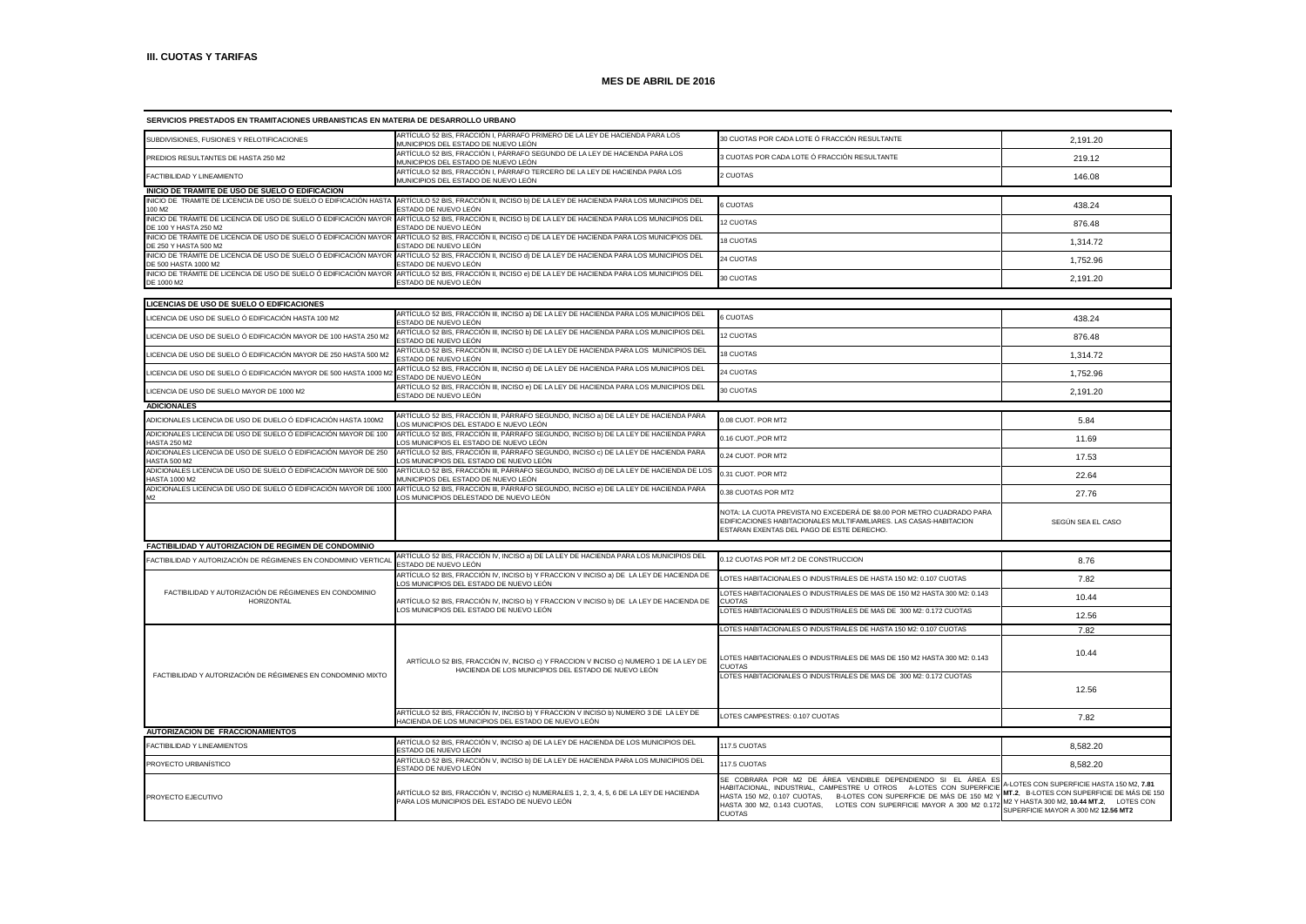**III. CUOTAS Y TARIFAS**

**MES DE ABRIL DE 2016**

**SERVICIOS PRESTADOS EN TRAMITACIONES URBANISTICAS EN MATERIA DE DESARROLLO URBANO**

| | | | |
|---|---|---|---|
| SUBDIVISIONES, FUSIONES Y RELOTIFICACIONES | ARTÍCULO 52 BIS, FRACCIÓN I, PÁRRAFO PRIMERO DE LA LEY DE HACIENDA PARA LOS MUNICIPIOS DEL ESTADO DE NUEVO LEÓN | 30 CUOTAS POR CADA LOTE Ó FRACCIÓN RESULTANTE | 2,191.20 |
| PREDIOS RESULTANTES DE HASTA 250 M2 | ARTÍCULO 52 BIS, FRACCIÓN I, PÁRRAFO SEGUNDO DE LA LEY DE HACIENDA PARA LOS MUNICIPIOS DEL ESTADO DE NUEVO LEÓN | 3 CUOTAS POR CADA LOTE Ó FRACCIÓN RESULTANTE | 219.12 |
| FACTIBILIDAD Y LINEAMIENTO | ARTÍCULO 52 BIS, FRACCIÓN I, PÁRRAFO TERCERO DE LA LEY DE HACIENDA PARA LOS MUNICIPIOS DEL ESTADO DE NUEVO LEÓN | 2 CUOTAS | 146.08 |
| **INICIO DE TRAMITE DE USO DE SUELO O EDIFICACION** | | | |
| INICIO DE TRAMITE DE LICENCIA DE USO DE SUELO Ó EDIFICACIÓN HASTA 100 M2 | ARTÍCULO 52 BIS, FRACCIÓN II, INCISO b) DE LA LEY DE HACIENDA PARA LOS MUNICIPIOS DEL ESTADO DE NUEVO LEÓN | 6 CUOTAS | 438.24 |
| INICIO DE TRÁMITE DE LICENCIA DE USO DE SUELO Ó EDIFICACIÓN MAYOR DE 100 Y HASTA 250 M2 | ARTÍCULO 52 BIS, FRACCIÓN II, INCISO b) DE LA LEY DE HACIENDA PARA LOS MUNICIPIOS DEL ESTADO DE NUEVO LEÓN | 12 CUOTAS | 876.48 |
| INICIO DE TRÁMITE DE LICENCIA DE USO DE SUELO Ó EDIFICACIÓN MAYOR DE 250 Y HASTA 500 M2 | ARTÍCULO 52 BIS, FRACCIÓN II, INCISO c) DE LA LEY DE HACIENDA PARA LOS MUNICIPIOS DEL ESTADO DE NUEVO LEÓN | 18 CUOTAS | 1,314.72 |
| INICIO DE TRÁMITE DE LICENCIA DE USO DE SUELO Ó EDIFICACIÓN MAYOR DE 500 HASTA 1000 M2 | ARTÍCULO 52 BIS, FRACCIÓN II, INCISO d) DE LA LEY DE HACIENDA PARA LOS MUNICIPIOS DEL ESTADO DE NUEVO LEÓN | 24 CUOTAS | 1,752.96 |
| INICIO DE TRÁMITE DE LICENCIA DE USO DE SUELO Ó EDIFICACIÓN MAYOR DE 1000 M2 | ARTÍCULO 52 BIS, FRACCIÓN II, INCISO e) DE LA LEY DE HACIENDA PARA LOS MUNICIPIOS DEL ESTADO DE NUEVO LEÓN | 30 CUOTAS | 2,191.20 |

| | | | |
|---|---|---|---|
| **LICENCIAS DE USO DE SUELO O EDIFICACIONES** | | | |
| LICENCIA DE USO DE SUELO Ó EDIFICACIÓN HASTA 100 M2 | ARTÍCULO 52 BIS, FRACCIÓN III, INCISO a) DE LA LEY DE HACIENDA PARA LOS MUNICIPIOS DEL ESTADO DE NUEVO LEÓN | 6 CUOTAS | 438.24 |
| LICENCIA DE USO DE SUELO Ó EDIFICACIÓN MAYOR DE 100 HASTA 250 M2 | ARTÍCULO 52 BIS, FRACCIÓN III, INCISO b) DE LA LEY DE HACIENDA PARA LOS MUNICIPIOS DEL ESTADO DE NUEVO LEÓN | 12 CUOTAS | 876.48 |
| LICENCIA DE USO DE SUELO Ó EDIFICACIÓN MAYOR DE 250 HASTA 500 M2 | ARTÍCULO 52 BIS, FRACCIÓN III, INCISO c) DE LA LEY DE HACIENDA PARA LOS MUNICIPIOS DEL ESTADO DE NUEVO LEÓN | 18 CUOTAS | 1,314.72 |
| LICENCIA DE USO DE SUELO Ó EDIFICACIÓN MAYOR DE 500 HASTA 1000 M2 | ARTÍCULO 52 BIS, FRACCIÓN III, INCISO d) DE LA LEY DE HACIENDA PARA LOS MUNICIPIOS DEL ESTADO DE NUEVO LEÓN | 24 CUOTAS | 1,752.96 |
| LICENCIA DE USO DE SUELO MAYOR DE 1000 M2 | ARTÍCULO 52 BIS, FRACCIÓN III, INCISO e) DE LA LEY DE HACIENDA PARA LOS MUNICIPIOS DEL ESTADO DE NUEVO LEÓN | 30 CUOTAS | 2,191.20 |
| **ADICIONALES** | | | |
| ADICIONALES LICENCIA DE USO DE DUELO Ó EDIFICACIÓN HASTA 100M2 | ARTÍCULO 52 BIS, FRACCIÓN III, PÁRRAFO SEGUNDO, INCISO a) DE LA LEY DE HACIENDA PARA LOS MUNICIPIOS DEL ESTADO E NUEVO LEÓN | 0.08 CUOT. POR MT2 | 5.84 |
| ADICIONALES LICENCIA DE USO DE SUELO Ó EDIFICACIÓN MAYOR DE 100 HASTA 250 M2 | ARTÍCULO 52 BIS, FRACCIÓN III, PÁRRAFO SEGUNDO, INCISO b) DE LA LEY DE HACIENDA PARA LOS MUNICIPIOS EL ESTADO DE NUEVO LEÓN | 0.16 CUOT.,POR MT2 | 11.69 |
| ADICIONALES LICENCIA DE USO DE SUELO Ó EDIFICACIÓN MAYOR DE 250 HASTA 500 M2 | ARTÍCULO 52 BIS, FRACCIÓN III, PÁRRAFO SEGUNDO, INCISO c) DE LA LEY DE HACIENDA PARA LOS MUNICIPIOS DEL ESTADO DE NUEVO LEÓN | 0.24 CUOT. POR MT2 | 17.53 |
| ADICIONALES LICENCIA DE USO DE SUELO Ó EDIFICACIÓN MAYOR DE 500 HASTA 1000 M2 | ARTÍCULO 52 BIS, FRACCIÓN III, PÁRRAFO SEGUNDO, INCISO d) DE LA LEY DE HACIENDA DE LOS MUNICIPIOS DEL ESTADO DE NUEVO LEÓN | 0.31 CUOT. POR MT2 | 22.64 |
| ADICIONALES LICENCIA DE USO DE SUELO Ó EDIFICACIÓN MAYOR DE 1000 M2 | ARTÍCULO 52 BIS, FRACCIÓN III, PÁRRAFO SEGUNDO, INCISO e) DE LA LEY DE HACIENDA PARA LOS MUNICIPIOS DELESTADO DE NUEVO LEÓN | 0.38 CUOTAS POR MT2 | 27.76 |
| | | NOTA: LA CUOTA PREVISTA NO EXCEDERÁ DE $8.00 POR METRO CUADRADO PARA EDIFICACIONES HABITACIONALES MULTIFAMILIARES. LAS CASAS-HABITACION ESTARAN EXENTAS DEL PAGO DE ESTE DERECHO. | SEGÚN SEA EL CASO |

| | | | |
|---|---|---|---|
| **FACTIBILIDAD Y AUTORIZACION DE REGIMEN DE CONDOMINIO** | | | |
| FACTIBILIDAD Y AUTORIZACIÓN DE RÉGIMENES EN CONDOMINIO VERTICAL | ARTÍCULO 52 BIS, FRACCIÓN IV, INCISO a) DE LA LEY DE HACIENDA PARA LOS MUNICIPIOS DEL ESTADO DE NUEVO LEÓN | 0.12 CUOTAS POR MT.2 DE CONSTRUCCION | 8.76 |
| FACTIBILIDAD Y AUTORIZACIÓN DE RÉGIMENES EN CONDOMINIO HORIZONTAL | ARTÍCULO 52 BIS, FRACCIÓN IV, INCISO b) Y FRACCION V INCISO a) DE LA LEY DE HACIENDA DE LOS MUNICIPIOS DEL ESTADO DE NUEVO LEÓN | LOTES HABITACIONALES O INDUSTRIALES DE HASTA 150 M2: 0.107 CUOTAS | 7.82 |
| | ARTÍCULO 52 BIS, FRACCIÓN IV, INCISO b) Y FRACCION V INCISO b) DE LA LEY DE HACIENDA DE LOS MUNICIPIOS DEL ESTADO DE NUEVO LEÓN | LOTES HABITACIONALES O INDUSTRIALES DE MAS DE 150 M2 HASTA 300 M2: 0.143 CUOTAS | 10.44 |
| | | LOTES HABITACIONALES O INDUSTRIALES DE MAS DE 300 M2: 0.172 CUOTAS | 12.56 |
| FACTIBILIDAD Y AUTORIZACIÓN DE RÉGIMENES EN CONDOMINIO MIXTO | ARTÍCULO 52 BIS, FRACCIÓN IV, INCISO c) Y FRACCION V INCISO c) NUMERO 1 DE LA LEY DE HACIENDA DE LOS MUNICIPIOS DEL ESTADO DE NUEVO LEÓN | LOTES HABITACIONALES O INDUSTRIALES DE HASTA 150 M2: 0.107 CUOTAS | 7.82 |
| | | LOTES HABITACIONALES O INDUSTRIALES DE MAS DE 150 M2 HASTA 300 M2: 0.143 CUOTAS | 10.44 |
| | | LOTES HABITACIONALES O INDUSTRIALES DE MAS DE 300 M2: 0.172 CUOTAS | 12.56 |
| | ARTÍCULO 52 BIS, FRACCIÓN IV, INCISO b) Y FRACCION V INCISO b) NUMERO 3 DE LA LEY DE HACIENDA DE LOS MUNICIPIOS DEL ESTADO DE NUEVO LEÓN | LOTES CAMPESTRES: 0.107 CUOTAS | 7.82 |
| **AUTORIZACION DE FRACCIONAMIENTOS** | | | |
| FACTIBILIDAD Y LINEAMIENTOS | ARTÍCULO 52 BIS, FRACCIÓN V, INCISO a) DE LA LEY DE HACIENDA DE LOS MUNICIPIOS DEL ESTADO DE NUEVO LEÓN | 117.5 CUOTAS | 8,582.20 |
| PROYECTO URBANÍSTICO | ARTÍCULO 52 BIS, FRACCIÓN V, INCISO b) DE LA LEY DE HACIENDA PARA LOS MUNICIPIOS DEL ESTADO DE NUEVO LEÓN | 117.5 CUOTAS | 8,582.20 |
| PROYECTO EJECUTIVO | ARTÍCULO 52 BIS, FRACCIÓN V, INCISO c) NUMERALES 1, 2, 3, 4, 5, 6 DE LA LEY DE HACIENDA PARA LOS MUNICIPIOS DEL ESTADO DE NUEVO LEÓN | SE COBRARA POR M2 DE ÁREA VENDIBLE DEPENDIENDO SI EL ÁREA ES HABITACIONAL, INDUSTRIAL, CAMPESTRE U OTROS A-LOTES CON SUPERFICIE HASTA 150 M2, 0.107 CUOTAS, B-LOTES CON SUPERFICIE DE MÁS DE 150 M2 Y HASTA 300 M2, 0.143 CUOTAS, LOTES CON SUPERFICIE MAYOR A 300 M2 0.172 CUOTAS | A-LOTES CON SUPERFICIE HASTA 150 M2, **7.81 MT.2**, B-LOTES CON SUPERFICIE DE MÁS DE 150 M2 Y HASTA 300 M2, **10.44 MT.2**, LOTES CON SUPERFICIE MAYOR A 300 M2 **12.56 MT2** |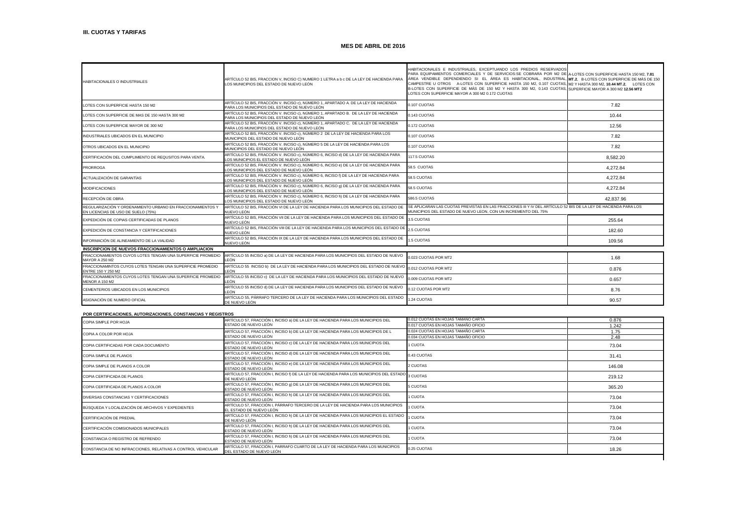### III. CUOTAS Y TARIFAS

**MES DE ABRIL DE 2016**

| | | | |
|---|---|---|---|
| HABITACIONALES O INDUSTRIALES | ARTÍCULO 52 BIS, FRACCION V, INCISO C) NUMERO 1 LETRA a b c DE LA LEY DE HACIENDA PARA LOS MUNICIPIOS DEL ESTADO DE NUEVO LEÓN | HABITACIONALES E INDUSTRIALES, EXCEPTUANDO LOS PREDIOS RESERVADOS PARA EQUIPAMIENTOS COMERCIALES Y DE SERVICIOS:SE COBRARA POR M2 DE ÁREA VENDIBLE DEPENDIENDO SI EL ÁREA ES HABITACIONAL, INDUSTRIAL, CAMPESTRE U OTROS A-LOTES CON SUPERFICIE HASTA 150 M2, 0.107 CUOTAS, B-LOTES CON SUPERFICIE DE MÁS DE 150 M2 Y HASTA 300 M2, 0.143 CUOTAS, LOTES CON SUPERFICIE MAYOR A 300 M2 0.172 CUOTAS | A-LOTES CON SUPERFICIE HASTA 150 M2, **7.81 MT.2**, B-LOTES CON SUPERFICIE DE MÁS DE 150 M2 Y HASTA 300 M2, **10.44 MT.2**, LOTES CON SUPERFICIE MAYOR A 300 M2 **12.56 MT2** |
| LOTES CON SUPERFICIE HASTA 150 M2 | ARTÍCULO 52 BIS, FRACCIÓN V. INCISO c), NÚMERO 1, APARTADO A. DE LA LEY DE HACIENDA PARA LOS MUNICIPIOS DEL ESTADO DE NUEVO LEÓN | 0.107 CUOTAS | 7.82 |
| LOTES CON SUPERFICIE DE MAS DE 150 HASTA 300 M2 | ARTÍCULO 52 BIS, FRACCIÓN V. INCISO c), NÚMERO 1, APARTADO B. DE LA LEY DE HACIENDA PARA LOS MUNICIPIOS DEL ESTADO DE NUEVO LEÓN | 0.143 CUOTAS | 10.44 |
| LOTES CON SUPERFICIE MAYOR DE 300 M2 | ARTÍCULO 52 BIS, FRACCIÓN V. INCISO c), NÚMERO 1, APARTADO C. DE LA LEY DE HACIENDA PARA LOS MUNICIPIOS DEL ESTADO DE NUEVO LEÓN | 0.172 CUOTAS | 12.56 |
| INDUSTRIALES UBICADOS EN EL MUNICIPIO | ARTÍCULO 52 BIS, FRACCIÓN V. INCISO c), NÚMERO 2 DE LA LEY DE HACIENDA PARA LOS MUNICIPIOS DEL ESTADO DE NUEVO LEÓN | 0.107 CUOTAS | 7.82 |
| OTROS UBICADOS EN EL MUNICIPIO | ARTÍCULO 52 BIS, FRACCIÓN V. INCISO c), NÚMERO 5 DE LA LEY DE HACIENDA PARA LOS MUNICIPIOS DEL ESTADO DE NUEVO LEÓN | 0.107 CUOTAS | 7.82 |
| CERTIFICACIÓN DEL CUMPLIMIENTO DE REQUSITOS PARA VENTA. | ARTÍCULO 52 BIS, FRACCIÓN V. INCISO c), NÚMERO 6, INCISO d) DE LA LEY DE HACIENDA PARA LOS MUNICIPIOS EL ESTADO DE NUEVO LEÓN | 117.5 CUOTAS | 8,582.20 |
| PRORROGA | ARTÍCULO 52 BIS, FRACCIÓN V. INCISO c), NÚMERO 6, INCISO e) DE LA LEY DE HACIENDA PARA LOS MUNICIPIOS DEL ESTADO DE NUEVO LEÓN | 58.5 CUOTAS | 4,272.84 |
| ACTUALIZACIÓN DE GARANTÍAS | ARTÍCULO 52 BIS, FRACCIÓN V. INCISO c), NÚMERO 6, INCISO f) DE LA LEY DE HACIENDA PARA LOS MUNICIPIOS DEL ESTADO DE NUEVO LEÓN | 58.5 CUOTAS | 4,272.84 |
| MODIFICACIONES | ARTÍCULO 52 BIS, FRACCIÓN V. INCISO c), NÚMERO 6, INCISO g) DE LA LEY DE HACIENDA PARA LOS MUNICIPIOS DEL ESTADO DE NUEVO LEÓN | 58.5 CUOTAS | 4,272.84 |
| RECEPCIÓN DE OBRA | ARTÍCULO 52 BIS, FRACCIÓN V. INCISO c), NÚMERO 6, INCISO h) DE LA LEY DE HACIENDA PARA LOS MUNICIPIOS DEL ESTADO DE NUEVO LEÓN | 586.5 CUOTAS | 42,837.96 |
| REGULARIZACIÓN Y ORDENAMIENTO URBANO EN FRACCIONAMIENTOS Y EN LICENCIAS DE USO DE SUELO (75%) | ARTÍCULO 52 BIS, FRACCIÓN VI DE LA LEY DE HACIENDA PARA LOS MUNICIPIOS DEL ESTADO DE NUEVO LEÓN | SE APLICARAN LAS CUOTAS PREVISTAS EN LAS FRACCIONES III Y IV DEL ARTÍCULO 52 BIS DE LA LEY DE HACIENDA PARA LOS MUNICIPIOS DEL ESTADO DE NUEVO LEON, CON UN INCREMENTO DEL 75% | |
| EXPEDICIÓN DE COPIAS CERTIFICADAS DE PLANOS | ARTÍCULO 52 BIS, FRACCIÓN VII DE LA LEY DE HACIENDA PARA LOS MUNICIPIOS DEL ESTADO DE NUEVO LEÓN | 3.5 CUOTAS | 255.64 |
| EXPEDICIÓN DE CONSTANCIA Y CERTIFICACIONES | ARTÍCULO 52 BIS, FRACCIÓN VIII DE LA LEY DE HACIENDA PARA LOS MUNICIPIOS DEL ESTADO DE NUEVO LEÓN | 2.5 CUOTAS | 182.60 |
| INFORMACIÓN DE ALINEAMIENTO DE LA VIALIDAD | ARTÍCULO 52 BIS, FRACCIÓN IX DE LA LEY DE HACIENDA PARA LOS MUNICIPIOS DEL ESTADO DE NUEVO LEÓN | 1.5 CUOTAS | 109.56 |
| **INSCRIPCION DE NUEVOS FRACCIONAMIENTOS O AMPLIACION** | | | |
| FRACCIONAMIENTOS CUYOS LOTES TENGAN UNA SUPERFICIE PROMEDIO MAYOR A 250 M2 | ARTÍCULO 55 INCISO a) DE LA LEY DE HACIENDA PARA LOS MUNICIPIOS DEL ESTADO DE NUEVO LEÓN | 0.023 CUOTAS POR MT2 | 1.68 |
| FRACCIONAMINTOS CUYOS LOTES TENGAN UNA SUPERFICIE PROMEDIO ENTRE 150 Y 250 M2 | ARTÍCULO 55 INCISO b) DE LA LEY DE HACIENDA PARA LOS MUNICIPIOS DEL ESTADO DE NUEVO LEÓN | 0.012 CUOTAS POR MT2 | 0.876 |
| FRACCIONAMIENTOS CUYOS LOTES TENGAN UNA SUPERFICIE PROMEDIO MENOR A 150 M2 | ARTÍCULO 55 INCISO c) DE LA LEY DE HACIENDA PARA LOS MUNICIPIOS DEL ESTADO DE NUEVO LEÓN | 0.009 CUOTAS POR MT2 | 0.657 |
| CEMENTERIOS UBICADOS EN LOS MUNICIPIOS | ARTÍCULO 55 INCISO d) DE LA LEY DE HACIENDA PARA LOS MUNICIPIOS DEL ESTADO DE NUEVO LEÓN | 0.12 CUOTAS POR MT2 | 8.76 |
| ASIGNACIÓN DE NUMERO OFICIAL | ARTÍCULO 55, PÁRRAFO TERCERO DE LA LEY DE HACIENDA PARA LOS MUNICIPIOS DEL ESTADO DE NUEVO LEÓN | 1.24 CUOTAS | 90.57 |

**POR CERTIFICACIONES, AUTORIZACIONES, CONSTANCIAS Y REGISTROS**

| | | | |
|---|---|---|---|
| COPIA SIMPLE POR HOJA | ARTÍCULO 57, FRACCIÓN I, INCISO a) DE LA LEY DE HACIENDA PARA LOS MUNICIPIOS DEL ESTADO DE NUEVO LEÓN | 0.012 CUOTAS EN HOJAS TAMAÑO CARTA | 0.876 |
| | | 0.017 CUOTAS EN HOJAS TAMAÑO OFICIO | 1.242 |
| COPIA A COLOR POR HOJA | ARTÍCULO 57, FRACCIÓN I, INCISO b) DE LA LEY DE HACIENDA PARA LOS MUNICIPIOS DE L ESTADO DE NUEVO LEÓN | 0.024 CUOTAS EN HOJAS TAMAÑO CARTA | 1.75 |
| | | 0.034 CUOTAS EN HOJAS TAMAÑO OFICIO | 2.48 |
| COPIA CERTIFICADAS POR CADA DOCUMENTO | ARTÍCULO 57, FRACCIÓN I, INCISO c) DE LA LEY DE HACIENDA PARA LOS MUNICIPIOS DEL ESTADO DE NUEVO LEÓN | 1 CUOTA | 73.04 |
| COPIA SIMPLE DE PLANOS | ARTÍCULO 57, FRACCIÓN I, INCISO d) DE LA LEY DE HACIENDA PARA LOS MUNICIPIOS DEL ESTADO DE NUEVO LEÓN | 0.43 CUOTAS | 31.41 |
| COPIA SIMPLE DE PLANOS A COLOR | ARTÍCULO 57, FRACCIÓN I, INCISO e) DE LA LEY DE HACIENDA PARA LOS MUNICIPIOS DEL ESTADO DE NUEVO LEÓN | 2 CUOTAS | 146.08 |
| COPIA CERTIFICADA DE PLANOS | ARTÍCULO 57, FRACCIÓN I, INCISO f) DE LA LEY DE HACIENDA PARA LOS MUNICIPIOS DEL ESTADO DE NUEVO LEÓN | 3 CUOTAS | 219.12 |
| COPIA CERTIFICADA DE PLANOS A COLOR | ARTÍCULO 57, FRACCIÓN I, INCISO g) DE LA LEY DE HACIENDA PARA LOS MUNICIPIOS DEL ESTADO DE NUEVO LEÓN | 5 CUOTAS | 365.20 |
| DIVERSAS CONSTANCIAS Y CERTIFICACIONES | ARTÍCULO 57, FRACCIÓN I, INCISO h) DE LA LEY DE HACIENDA PARA LOS MUNICIPIOS DEL ESTADO DE NUEVO LEÓN | 1 CUOTA | 73.04 |
| BÚSQUEDA Y LOCALIZACIÓN DE ARCHIVOS Y EXPEDIENTES | ARTÍCULO 57, FRACCIÓN I, PÁRRAFO TERCERO DE LA LEY DE HACIENDA PARA LOS MUNICIPIOS EL ESTADO DE NUEVO LEÓN | 1 CUOTA | 73.04 |
| CERTIFICACIÓN DE PREDIAL | ARTÍCULO 57, FRACCIÓN I, INCISO h) DE LA LEY DE HACIENDA PARA LOS MUNICIPIOS EL ESTADO DE NUEVO LEÓN | 1 CUOTA | 73.04 |
| CERTIFICACIÓN COMISIONADOS MUNICIPALES | ARTÍCULO 57, FRACCIÓN I, INCISO h) DE LA LEY DE HACIENDA PARA LOS MUNICIPIOS DEL ESTADO DE NUEVO LEÓN | 1 CUOTA | 73.04 |
| CONSTANCIA O REGISTRO DE REFRENDO | ARTÍCULO 57, FRACCIÓN I, INCISO h) DE LA LEY DE HACIENDA PARA LOS MUNICIPIOS DEL ESTADO DE NUEVO LEÓN | 1 CUOTA | 73.04 |
| CONSTANCIA DE NO INFRACCIONES, RELATIVAS A CONTROL VEHICULAR | ARTÍCULO 57, FRACCIÓN I, PARRAFO CUARTO DE LA LEY DE HACIENDA PARA LOS MUNICIPIOS DEL ESTADO DE NUEVO LEÓN | 0.25 CUOTAS | 18.26 |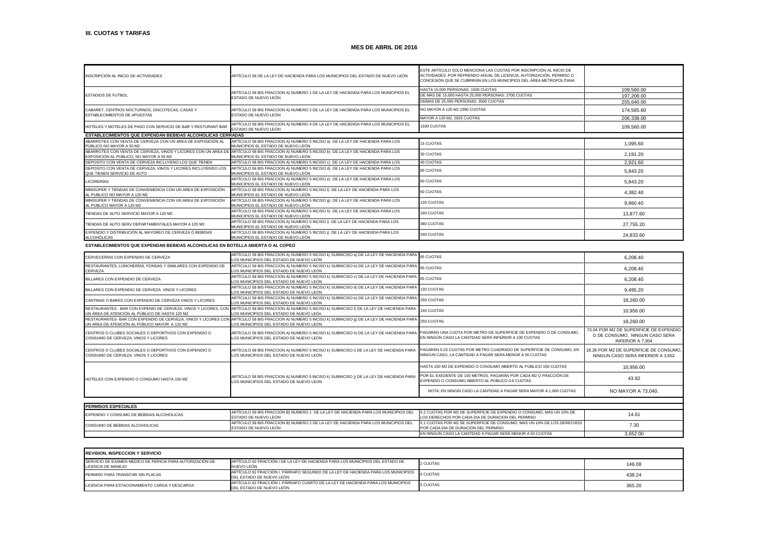### III. CUOTAS Y TARIFAS

## MES DE ABRIL DE 2016

| | | | |
|---|---|---|---|
| INSCRIPCIÓN AL INICIO DE ACTIVIDADES | ARTÍCULO 58 DE LA LEY DE HACIENDA PARA LOS MUNICIPIOS DEL ESTADO DE NUEVO LEÓN | ESTE ARTÍCULO SOLO MENCIONA LAS CUOTAS POR INSCRIPCIÓN AL INICIO DE ACTIVIDADES, POR REFRENDO ANUAL DE LICENCIA, AUTORIZACIÓN, PERMISO O CONCESIÓN QUE SE CUBRIRÁN EN LOS MUNICIPIOS DEL ÁREA METROPOLITANA | |
| ESTADIOS DE FUTBOL | ARTÍCULO 58 BIS FRACCION A) NUMERO 1 DE LA LEY DE HACIENDA PARA LOS MUNICIPIOS EL ESTADO DE NUEVO LEÓN | HASTA 15,000 PERSONAS: 1500 CUOTAS | 109,560.00 |
| | | DE MAS DE 15,000 HASTA 25,000 PERSONAS: 2700 CUOTAS | 197,208.00 |
| | | DEMAS DE 25,000 PERSONAS: 3500 CUOTAS | 255,640.00 |
| CABARET, CENTROS NOCTURNOS, DISCOTECAS, CASAS Y ESTABLECIMIENTOS DE APUESTAS | ARTÍCULO 58 BIS FRACCION A) NUMERO 2 DE LA LEY DE HACIENDA PARA LOS MUNICIPIOS EL ESTADO DE NUEVO LEÓN | NO MAYOR A 120 M2 2390 CUOTAS | 174,565.60 |
| | | MAYOR A 120 M2, 2825 CUOTAS | 206,338.00 |
| HOTELES Y MOTELES DE PASO CON SERVICIO DE BAR Y RESTURANT-BAR | ARTÍCULO 58 BIS FRACCION A) NUMERO 4 DE LA LEY DE HACIENDA PARA LOS MUNICIPIOS EL ESTADO DE NUEVO LEÓN | 1500 CUOTAS | 109,560.00 |
| **ESTABLECIMIENTOS QUE EXPENDAN BEBIDAS ALCOHOLICAS CERRADAS** | | | |
| ABARROTES CON VENTA DE CERVEZA CON UN AREA DE EXPOSICIÓN AL PÚBLICO NO MAYOR A 50 M2 | ARTÍCULO 58 BIS FRACCION A) NUMERO 5 INCISO a) DE LA LEY DE HACIENDA PARA LOS MUNICIPIOS EL ESTADO DE NUEVO LEÓN | 15 CUOTAS | 1,095.60 |
| ABARROTES CON VENTA DE CERVEZA, VINOS Y LICORES CON UN AREA DE EXPOSICIÓN AL PÚBLICO, NO MAYOR A 50 M2 | ARTÍCULO 58 BIS FRACCION A) NUMERO 5 INCISO b) DE LA LEY DE HACIENDA PARA LOS MUNICIPIOS EL ESTADO DE NUEVO LEÓN | 30 CUOTAS | 2,191.20 |
| DEPOSITO CON VENTA DE CERVEZA INCLUYENO LOS QUE TIENEN | ARTÍCULO 58 BIS FRACCION A) NUMERO 5 INCISO c) DE LA LEY DE HACIENDA PARA LOS | 40 CUOTAS | 2,921.60 |
| DEPOSITO CON VENTA DE CERVEZA, VINOS Y LICORES INCLUYENDO LOS QUE TIENEN SERVICIO DE AUTO | ARTÍCULO 58 BIS FRACCION A) NUMERO 5 INCISO d) DE LA LEY DE HACIENDA PARA LOS MUNICIPIOS EL ESTADO DE NUEVO LEÓN | 80 CUOTAS | 5,843.20 |
| LICORERÍAS | ARTÍCULO 58 BIS FRACCION A) NUMERO 5 INCISO e) DE LA LEY DE HACIENDA PARA LOS MUNICIPIOS EL ESTADO DE NUEVO LEÓN | 80 CUOTAS | 5,843.20 |
| MINISÚPER Y TIENDAS DE CONVENIENCIA CON UN AREA DE EXPOSICIÓN AL PUBLICO NO MAYOR A 120 M2 | ARTÍCULO 58 BIS FRACCION A) NUMERO 5 INCISO f) DE LA LEY DE HACIENDA PARA LOS MUNICIPIOS EL ESTADO DE NUEVO LEÓN | 60 CUOTAS | 4,382.40 |
| MINISÚPER Y TIENDAS DE CONVENIENCIA CON UN AREA DE EXPOSICIÓN AL PÚBLICO MAYOR A 120 M2 | ARTÍCULO 58 BIS FRACCION A) NUMERO 5 INCISO g) DE LA LEY DE HACIENDA PARA LOS MUNICIPIOS EL ESTADO DE NUEVO LEÓN | 135 CUOTAS | 9,860.40 |
| TIENDAS DE AUTO SERVICIO MAYOR A 120 M2 | ARTÍCULO 58 BIS FRACCION A) NUMERO 5 INCISO h) DE LA LEY DE HACIENDA PARA LOS MUNICIPIOS EL ESTADO DE NUEVO LEÓN | 190 CUOTAS | 13,877.60 |
| TIENDAS DE AUTO SERV DEPARTAMENTALES MAYOR A 120 M2 | ARTÍCULO 58 BIS FRACCION A) NUMERO 5 INCISO i) DE LA LEY DE HACIENDA PARA LOS MUNICIPIOS EL ESTADO DE NUEVO LEÓN | 380 CUOTAS | 27,755.20 |
| EXPENDIO Y DISTRIBUCIÓN AL MAYOREO DE CERVEZA Ó BEBIDAS ALCOHÓLICAS | ARTÍCULO 58 BIS FRACCION A) NUMERO 5 INCISO j) DE LA LEY DE HACIENDA PARA LOS MUNICIPIOS EL ESTADO DE NUEVO LEÓN | 340 CUOTAS | 24,833.60 |

**ESTABLECIMIENTOS QUE EXPENDAN BEBIDAS ALCOHOLICAS EN BOTELLA ABIERTA O AL COPEO**

| | | | |
|---|---|---|---|
| CERVECERÍAS CON EXPENDIO DE CERVEZA | ARTÍCULO 58 BIS FRACCION A) NUMERO 5 INCISO k) SUBINCISO a) DE LA LEY DE HACIENDA PARA LOS MUNICIPIOS DEL ESTADO DE NUEVO LEÓN | 85 CUOTAS | 6,208.40 |
| RESTAURANTES, LONCHERÍAS, FONDAS Y SIMILARES CON EXPENDIO DE CERVEZA | ARTÍCULO 58 BIS FRACCION A) NUMERO 5 INCISO k) SUBINCISO b) DE LA LEY DE HACIENDA PARA LOS MUNICIPIOS DEL ESTADO DE NUEVO LEÓN | 85 CUOTAS | 6,208.40 |
| BILLARES CON EXPENDIO DE CERVEZA | ARTÍCULO 58 BIS FRACCION A) NUMERO 5 INCISO k) SUBINCISO c) DE LA LEY DE HACIENDA PARA LOS MUNICIPIOS DEL ESTADO DE NUEVO LEÓN | 85 CUOTAS | 6,208.40 |
| BILLARES CON EXPENDIO DE CERVEZA. VINOS Y LICORES | ARTÍCULO 58 BIS FRACCION A) NUMERO 5 INCISO k) SUBINCISO d) DE LA LEY DE HACIENDA PARA LOS MUNICIPIOS DEL ESTADO DE NUEVO LEÓN | 130 CUOTAS | 9,495.20 |
| CANTINAS O BARES CON EXPENDIO DE CERVEZA VINOS Y LICORES | ARTÍCULO 58 BIS FRACCION A) NUMERO 5 INCISO k) SUBINCISO e) DE LA LEY DE HACIENDA PARA LOS MUNICIPIOS DEL ESTADO DE NUEVO LEÓN | 250 CUOTAS | 18,260.00 |
| RESTAURANTES - BAR CON EXPENIO DE CERVEZA, VINOS Y LICORES, CON UN ÁREA DE ATENCIÓN AL PÚBLICO DE HASTA 120 M2 | ARTÍCULO 58 BIS FRACCION A) NUMERO 5 INCISO k) SUBINCISO f) DE LA LEY DE HACIENDA PARA LOS MUNICIPIOS DEL ESTADO DE NUEVO LEÓn | 150 CUOTAS | 10,956.00 |
| RESTAURANTES- BAR CON EXPENDIO DE CERVEZA, VINOS Y LICORES CON UN AREA DE ATENCIÓN AL PÚBLICO MAYOR A 120 M2 | ARTÍCULO 58 BIS FRACCION A) NUMERO 5 INCISO k) SUBINCISO g) DE LA LEY DE HACIENDA PARA LOS MUNICIPIOS DEL ESTADO DE NUEVO LEÓN | 250 CUOTAS | 18,260.00 |
| CENTROS O CLUBES SOCIALES O DEPORTIVOS CON EXPENDIO O CONSUMO DE CERVEZA, VINOS Y LICORES | ARTÍCULO 58 BIS FRACCION A) NUMERO 5 INCISO k) SUBINCISO h) DE LA LEY DE HACIENDA PARA LOS MUNICIPIOS DEL ESTADO DE NUEVO LEÓN | PAGARÁN UNA CUOTA POR METRO DE SUPERFICIE DE EXPENDIO O DE CONSUMO, EN NINGÚN CASO LA CANTIDAD SERÁ INFERIOR A 100 CUOTAS | 73.04 POR M2 DE SUPERFICIE DE EXPENDIO O DE CONSUMO, NINGUN CASO SERA INFERIOR A 7,304 |
| CENTROS O CLUBES SOCIALES O DEPORTIVOS CON EXPENDIO O CONSUMO DE CERVEZA, VINOS Y LICORES | ARTÍCULO 58 BIS FRACCION A) NUMERO 5 INCISO k) SUBINCISO i) DE LA LEY DE HACIENDA PARA LOS MUNICIPIOS DEL ESTADO DE NUEVO LEÓN | PAGARÁN 0.25 CUOTAS POR METRO CUADRADO DE SUPERFICIE DE CONSUMO, EN NINGUN CASO, LA CANTIDAD A PAGAR SERA MENOR A 50 CUOTAS | 18.26 POR M2 DE SUPERFICIE DE CONSUMO, NINGUN CASO SERA INFERIOR A 3,652 |
| HOTELES CON EXPENDIO O CONSUMO HASTA 150 M2 | ARTICULO 58 BIS FRACCION A) NUMERO 5 INCISO k) SUBINCISO j) DE LA LEY DE HACIENDA PARA LOS MUNICIPIOS DEL ESTADO DE NUEVO LEON | HASTA 150 M2 DE EXPENDIO O CONSUMO ABIERTO AL PÚBLICO 150 CUOTAS | 10,956.00 |
| | | POR EL EXEDENTE DE 150 METROS, PAGARÁN POR CADA M2 O FRACCIÓN DE EXPENDIO O CONSUMO ABIERTO AL PÚBLICO 0.6 CUOTAS | 43.82 |
| | | NOTA: EN NINGIN CASO LA CANTIDAD A PAGAR SERA MAYOR A 1,000 CUOTAS | NO MAYOR A 73,040. |

| PERMISOS ESPECIALES | | | |
|---|---|---|---|
| EXPENDIO Y CONSUMO DE BEBIDAS ALCOHOLICAS | ARTÍCULO 58 BIS FRACCION B) NUMERO 1 DE LA LEY DE HACIENDA PARA LOS MUNICIPIOS DEL ESTADO DE NUEVO LEÓN | 0.2 CUOTAS POR M2 DE SUPERFICIE DE EXPENDIO O CONSUMO, MAS UN 10% DE LOS DERECHOS POR CADA DIA DE DURACION DEL PERMISO | 14.61 |
| CONSUMO DE BEBIDAS ALCOHOLICAS | ARTÍCULO 58 BIS FRACCION B) NUMERO 2 DE LA LEY DE HACIENDA PARA LOS MUNICIPIOS DEL ESTADO DE NUEVO LEÓN | 0.1 CUOTAS POR M2 SE SUPERFICIE DE CONSUMO, MAS UN 10% DE LOS DERECHOS POR CADA DIA DE DURACION DEL PERMISO | 7.30 |
| | | EN NINGUN CASO LA CANTIDAD A PAGAR SERÁ MENOR A 50 CUOTAS | 3,652.00 |

| REVISION, INSPECCION Y SERVICIO | | | |
|---|---|---|---|
| SERVICIO DE EXAMEN MEDICO DE PERICIA PARA AUTORIZACIÓN DE LICENCIA DE MANEJO | ARTÍCULO 62 FRACCIÓN I DE LA LEY DE HACIENDA PARA LOS MUNICIPIOS DEL ESTADO DE NUEVO LEÓN | 2 CUOTAS | 146.08 |
| PERMISO PARA TRANSITAR SIN PLACAS | ARTÍCULO 62 FRACCIÓN I, PÁRRAFO SEGUNDO DE LA LEY DE HACIENDA PARA LOS MUNICIPIOS DEL ESTADO DE NUEVO LEÓN | 6 CUOTAS | 438.24 |
| LICENCIA PARA ESTACIONAMIENTO CARGA Y DESCARGA | ARTÍCULO 62 FRACCIÓN I, PÁRRAFO CUARTO DE LA LEY DE HACIENDA PARA LOS MUNICIPIOS DEL ESTADO DE NUEVO LEÓN | 5 CUOTAS | 365.20 |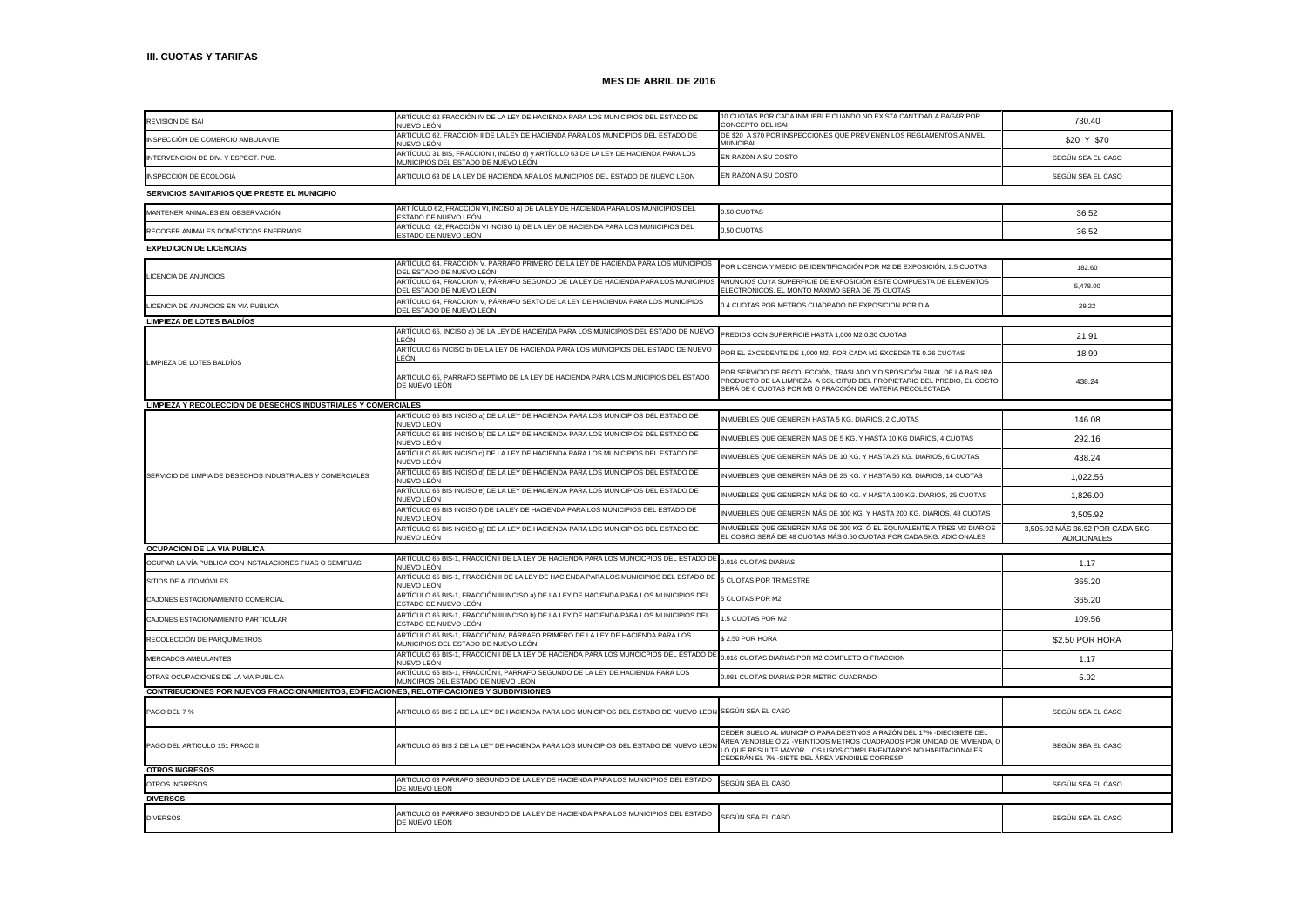### III. CUOTAS Y TARIFAS

**MES DE ABRIL DE 2016**

| | | | |
|---|---|---|---|
| REVISIÓN DE ISAI | ARTÍCULO 62 FRACCIÓN IV DE LA LEY DE HACIENDA PARA LOS MUNICIPIOS DEL ESTADO DE NUEVO LEÓN | 10 CUOTAS POR CADA INMUEBLE CUANDO NO EXISTA CANTIDAD A PAGAR POR CONCEPTO DEL ISAI | 730.40 |
| INSPECCIÓN DE COMERCIO AMBULANTE | ARTÍCULO 62, FRACCIÓN II DE LA LEY DE HACIENDA PARA LOS MUNICIPIOS DEL ESTADO DE NUEVO LEÓN | DE $20 A $70 POR INSPECCIONES QUE PREVIENEN LOS REGLAMENTOS A NIVEL MUNICIPAL | $20 Y $70 |
| INTERVENCION DE DIV. Y ESPECT. PUB. | ARTÍCULO 31 BIS, FRACCION I, INCISO d) y ARTÍCULO 63 DE LA LEY DE HACIENDA PARA LOS MUNICIPIOS DEL ESTADO DE NUEVO LEÓN | EN RAZÓN A SU COSTO | SEGÚN SEA EL CASO |
| INSPECCION DE ECOLOGIA | ARTICULO 63 DE LA LEY DE HACIENDA ARA LOS MUNICIPIOS DEL ESTADO DE NUEVO LEON | EN RAZÓN A SU COSTO | SEGÚN SEA EL CASO |
| **SERVICIOS SANITARIOS QUE PRESTE EL MUNICIPIO** | | | |
| MANTENER ANIMALES EN OBSERVACIÓN | ART ÍCULO 62, FRACCIÓN VI, INCISO a) DE LA LEY DE HACIENDA PARA LOS MUNICIPIOS DEL ESTADO DE NUEVO LEÓN | 0.50 CUOTAS | 36.52 |
| RECOGER ANIMALES DOMÉSTICOS ENFERMOS | ARTÍCULO 62, FRACCIÓN VI INCISO b) DE LA LEY DE HACIENDA PARA LOS MUNICIPIOS DEL ESTADO DE NUEVO LEÓN | 0.50 CUOTAS | 36.52 |
| **EXPEDICION DE LICENCIAS** | | | |
| LICENCIA DE ANUNCIOS | ARTÍCULO 64, FRACCIÓN V, PÁRRAFO PRIMERO DE LA LEY DE HACIENDA PARA LOS MUNICIPIOS DEL ESTADO DE NUEVO LEÓN | POR LICENCIA Y MEDIO DE IDENTIFICACIÓN POR M2 DE EXPOSICIÓN, 2.5 CUOTAS | 182.60 |
| | ARTÍCULO 64, FRACCIÓN V, PÁRRAFO SEGUNDO DE LA LEY DE HACIENDA PARA LOS MUNICIPIOS DEL ESTADO DE NUEVO LEÓN | ANUNCIOS CUYA SUPERFICIE DE EXPOSICIÓN ESTE COMPUESTA DE ELEMENTOS ELECTRÓNICOS, EL MONTO MÁXIMO SERÁ DE 75 CUOTAS | 5,478.00 |
| LICENCIA DE ANUNCIOS EN VIA PUBLICA | ARTÍCULO 64, FRACCIÓN V, PÁRRAFO SEXTO DE LA LEY DE HACIENDA PARA LOS MUNICIPIOS DEL ESTADO DE NUEVO LEÓN | 0.4 CUOTAS POR METROS CUADRADO DE EXPOSICION POR DIA | 29.22 |
| **LIMPIEZA DE LOTES BALDÍOS** | | | |
| LIMPIEZA DE LOTES BALDÍOS | ARTÍCULO 65, INCISO a) DE LA LEY DE HACIENDA PARA LOS MUNICIPIOS DEL ESTADO DE NUEVO LEÓN | PREDIOS CON SUPERFICIE HASTA 1,000 M2 0.30 CUOTAS | 21.91 |
| | ARTÍCULO 65 INCISO b) DE LA LEY DE HACIENDA PARA LOS MUNICIPIOS DEL ESTADO DE NUEVO LEÓN | POR EL EXCEDENTE DE 1,000 M2, POR CADA M2 EXCEDENTE 0.26 CUOTAS | 18.99 |
| | ARTÍCULO 65, PÁRRAFO SEPTIMO DE LA LEY DE HACIENDA PARA LOS MUNICIPIOS DEL ESTADO DE NUEVO LEÓN | POR SERVICIO DE RECOLECCIÓN, TRASLADO Y DISPOSICIÓN FINAL DE LA BASURA PRODUCTO DE LA LIMPIEZA A SOLICITUD DEL PROPIETARIO DEL PREDIO, EL COSTO SERÁ DE 6 CUOTAS POR M3 O FRACCIÓN DE MATERIA RECOLECTADA | 438.24 |
| **LIMPIEZA Y RECOLECCION DE DESECHOS INDUSTRIALES Y COMERCIALES** | | | |
| SERVICIO DE LIMPIA DE DESECHOS INDUSTRIALES Y COMERCIALES | ARTÍCULO 65 BIS INCISO a) DE LA LEY DE HACIENDA PARA LOS MUNICIPIOS DEL ESTADO DE NUEVO LEÓN | INMUEBLES QUE GENEREN HASTA 5 KG. DIARIOS, 2 CUOTAS | 146.08 |
| | ARTÍCULO 65 BIS INCISO b) DE LA LEY DE HACIENDA PARA LOS MUNICIPIOS DEL ESTADO DE NUEVO LEÓN | INMUEBLES QUE GENEREN MÁS DE 5 KG. Y HASTA 10 KG DIARIOS, 4 CUOTAS | 292.16 |
| | ARTÍCULO 65 BIS INCISO c) DE LA LEY DE HACIENDA PARA LOS MUNICIPIOS DEL ESTADO DE NUEVO LEÓN | INMUEBLES QUE GENEREN MÁS DE 10 KG. Y HASTA 25 KG. DIARIOS, 6 CUOTAS | 438.24 |
| | ARTÍCULO 65 BIS INCISO d) DE LA LEY DE HACIENDA PARA LOS MUNICIPIOS DEL ESTADO DE NUEVO LEÓN | INMUEBLES QUE GENEREN MÁS DE 25 KG. Y HASTA 50 KG. DIARIOS, 14 CUOTAS | 1,022.56 |
| | ARTÍCULO 65 BIS INCISO e) DE LA LEY DE HACIENDA PARA LOS MUNICIPIOS DEL ESTADO DE NUEVO LEÓN | INMUEBLES QUE GENEREN MÁS DE 50 KG. Y HASTA 100 KG. DIARIOS, 25 CUOTAS | 1,826.00 |
| | ARTÍCULO 65 BIS INCISO f) DE LA LEY DE HACIENDA PARA LOS MUNICIPIOS DEL ESTADO DE NUEVO LEÓN | INMUEBLES QUE GENEREN MÁS DE 100 KG. Y HASTA 200 KG. DIARIOS, 48 CUOTAS | 3,505.92 |
| | ARTÍCULO 65 BIS INCISO g) DE LA LEY DE HACIENDA PARA LOS MUNICIPIOS DEL ESTADO DE NUEVO LEÓN | INMUEBLES QUE GENEREN MÁS DE 200 KG. Ó EL EQUIVALENTE A TRES M3 DIARIOS EL COBRO SERÁ DE 48 CUOTAS MÁS 0.50 CUOTAS POR CADA 5KG. ADICIONALES | 3,505.92 MÁS 36.52 POR CADA 5KG ADICIONALES |
| **OCUPACION DE LA VIA PUBLICA** | | | |
| OCUPAR LA VÍA PUBLICA CON INSTALACIONES FIJAS O SEMIFIJAS | ARTÍCULO 65 BIS-1, FRACCIÓN I DE LA LEY DE HACIENDA PARA LOS MUNCICPIOS DEL ESTADO DE NUEVO LEÓN | 0.016 CUOTAS DIARIAS | 1.17 |
| SITIOS DE AUTOMÓVILES | ARTÍCULO 65 BIS-1, FRACCIÓN II DE LA LEY DE HACIENDA PARA LOS MUNICIPIOS DEL ESTADO DE NUEVO LEÓN | 5 CUOTAS POR TRIMESTRE | 365.20 |
| CAJONES ESTACIONAMIENTO COMERCIAL | ARTÍCULO 65 BIS-1, FRACCIÓN III INCISO a) DE LA LEY DE HACIENDA PARA LOS MUNICIPIOS DEL ESTADO DE NUEVO LEÓN | 5 CUOTAS POR M2 | 365.20 |
| CAJONES ESTACIONAMIENTO PARTICULAR | ARTÍCULO 65 BIS-1, FRACCIÓN III INCISO b) DE LA LEY DE HACIENDA PARA LOS MUNICIPIOS DEL ESTADO DE NUEVO LEÓN | 1.5 CUOTAS POR M2 | 109.56 |
| RECOLECCIÓN DE PARQUÍMETROS | ARTÍCULO 65 BIS-1, FRACCIÓN IV, PÁRRAFO PRIMERO DE LA LEY DE HACIENDA PARA LOS MUNICIPIOS DEL ESTADO DE NUEVO LEÓN | $ 2.50 POR HORA | $2.50 POR HORA |
| MERCADOS AMBULANTES | ARTÍCULO 65 BIS-1, FRACCIÓN I DE LA LEY DE HACIENDA PARA LOS MUNCICPIOS DEL ESTADO DE NUEVO LEÓN | 0.016 CUOTAS DIARIAS POR M2 COMPLETO O FRACCION | 1.17 |
| OTRAS OCUPACIONES DE LA VIA PUBLICA | ARTÍCULO 65 BIS-1, FRACCIÓN I, PÁRRAFO SEGUNDO DE LA LEY DE HACIENDA PARA LOS MUNCIPIOS DEL ESTADO DE NUEVO LEON | 0.081 CUOTAS DIARIAS POR METRO CUADRADO | 5.92 |
| **CONTRIBUCIONES POR NUEVOS FRACCIONAMIENTOS, EDIFICACIONES, RELOTIFICACIONES Y SUBDIVISIONES** | | | |
| PAGO DEL 7 % | ARTICULO 65 BIS 2 DE LA LEY DE HACIENDA PARA LOS MUNICIPIOS DEL ESTADO DE NUEVO LEON | SEGÚN SEA EL CASO | SEGÚN SEA EL CASO |
| PAGO DEL ARTICULO 151 FRACC II | ARTICULO 65 BIS 2 DE LA LEY DE HACIENDA PARA LOS MUNICIPIOS DEL ESTADO DE NUEVO LEON | CEDER SUELO AL MUNICIPIO PARA DESTINOS A RAZÓN DEL 17% -DIECISIETE DEL ÁREA VENDIBLE Ó 22 -VEINTIDÓS METROS CUADRADOS POR UNIDAD DE VIVIENDA, O LO QUE RESULTE MAYOR. LOS USOS COMPLEMENTARIOS NO HABITACIONALES CEDERÁN EL 7% -SIETE DEL ÁREA VENDIBLE CORRESP | SEGÚN SEA EL CASO |
| **OTROS INGRESOS** | | | |
| OTROS INGRESOS | ARTICULO 63 PARRAFO SEGUNDO DE LA LEY DE HACIENDA PARA LOS MUNICIPIOS DEL ESTADO DE NUEVO LEON | SEGÚN SEA EL CASO | SEGÚN SEA EL CASO |
| **DIVERSOS** | | | |
| DIVERSOS | ARTICULO 63 PARRAFO SEGUNDO DE LA LEY DE HACIENDA PARA LOS MUNICIPIOS DEL ESTADO DE NUEVO LEON | SEGÚN SEA EL CASO | SEGÚN SEA EL CASO |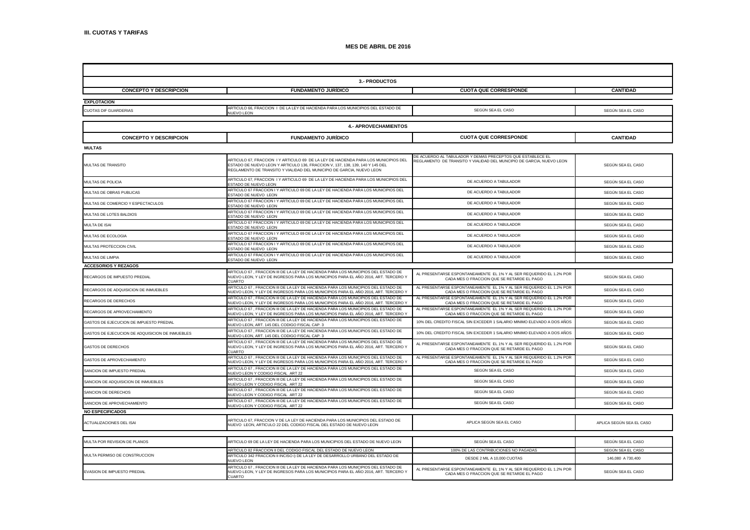**III. CUOTAS Y TARIFAS**

**MES DE ABRIL DE 2016**

| **3.- PRODUCTOS** | | | |
|---|---|---|---|
| **CONCEPTO Y DESCRIPCION** | **FUNDAMENTO JURÍDICO** | **CUOTA QUE CORRESPONDE** | **CANTIDAD** |
| **EXPLOTACION** | | | |
| CUOTAS DIF GUARDERIAS | ARTICULO 66, FRACCION I DE LA LEY DE HACIENDA PARA LOS MUNICIPIOS DEL ESTADO DE NUEVO LEON | SEGÚN SEA EL CASO | SEGÚN SEA EL CASO |

| **4.- APROVECHAMIENTOS** | | | |
|---|---|---|---|
| **CONCEPTO Y DESCRIPCION** | **FUNDAMENTO JURÍDICO** | **CUOTA QUE CORRESPONDE** | **CANTIDAD** |
| **MULTAS** | | | |
| MULTAS DE TRANSITO | ARTICULO 67, FRACCION I Y ARTICULO 69 DE LA LEY DE HACIENDA PARA LOS MUNICIPIOS DEL ESTADO DE NUEVO LEON Y ARTICULO 136, FRACCION V, 137, 138, 139, 140 Y 145 DEL REGLAMENTO DE TRANSITO Y VIALIDAD DEL MUNICIPIO DE GARCIA, NUEVO LEON | DE ACUERDO AL TABULADOR Y DEMAS PRECEPTOS QUE ESTABLECE EL REGLAMENTO DE TRANSITO Y VIALIDAD DEL MUNCIPIO DE GARCIA, NUEVO LEON | SEGÚN SEA EL CASO |
| MULTAS DE POLICIA | ARTICULO 67, FRACCION I Y ARTICULO 69 DE LA LEY DE HACIENDA PARA LOS MUNICIPIOS DEL ESTADO DE NUEVO LEON | DE ACUERDO A TABULADOR | SEGÚN SEA EL CASO |
| MULTAS DE OBRAS PUBLICAS | ARTICULO 67 FRACCION I Y ARTICULO 69 DE LA LEY DE HACIENDA PARA LOS MUNICIPIOS DEL ESTADO DE NUEVO LEON | DE ACUERDO A TABULADOR | SEGÚN SEA EL CASO |
| MULTAS DE COMERCIO Y ESPECTACULOS | ARTICULO 67 FRACCION I Y ARTICULO 69 DE LA LEY DE HACIENDA PARA LOS MUNICIPIOS DEL ESTADO DE NUEVO LEON | DE ACUERDO A TABULADOR | SEGÚN SEA EL CASO |
| MULTAS DE LOTES BALDIOS | ARTICULO 67 FRACCION I Y ARTICULO 69 DE LA LEY DE HACIENDA PARA LOS MUNICIPIOS DEL ESTADO DE NUEVO LEON | DE ACUERDO A TABULADOR | SEGÚN SEA EL CASO |
| MULTA DE ISAI | ARTICULO 67 FRACCION I Y ARTICULO 69 DE LA LEY DE HACIENDA PARA LOS MUNICIPIOS DEL ESTADO DE NUEVO LEON | DE ACUERDO A TABULADOR | SEGÚN SEA EL CASO |
| MULTAS DE ECOLOGIA | ARTICULO 67 FRACCION I Y ARTICULO 69 DE LA LEY DE HACIENDA PARA LOS MUNICIPIOS DEL ESTADO DE NUEVO LEON | DE ACUERDO A TABULADOR | SEGÚN SEA EL CASO |
| MULTAS PROTECCION CIVIL | ARTICULO 67 FRACCION I Y ARTICULO 69 DE LA LEY DE HACIENDA PARA LOS MUNICIPIOS DEL ESTADO DE NUEVO LEON | DE ACUERDO A TABULADOR | SEGÚN SEA EL CASO |
| MULTAS DE LIMPIA | ARTICULO 67 FRACCION I Y ARTICULO 69 DE LA LEY DE HACIENDA PARA LOS MUNICIPIOS DEL ESTADO DE NUEVO LEON | DE ACUERDO A TABULADOR | SEGÚN SEA EL CASO |
| **ACCESORIOS Y REZAGOS** | | | |
| RECARGOS DE IMPUESTO PREDIAL | ARTICULO 67 , FRACCION III DE LA LEY DE HACIENDA PARA LOS MUNICIPIOS DEL ESTADO DE NUEVO LEON, Y LEY DE INGRESOS PARA LOS MUNICIPIOS PARA EL AÑO 2016, ART. TERCERO Y CUARTO | AL PRESENTARSE ESPONTANEAMENTE EL 1% Y AL SER REQUERIDO EL 1.2% POR CADA MES O FRACCION QUE SE RETARDE EL PAGO | SEGÚN SEA EL CASO |
| RECARGOS DE ADQUISICION DE INMUEBLES | ARTICULO 67 , FRACCION III DE LA LEY DE HACIENDA PARA LOS MUNICIPIOS DEL ESTADO DE NUEVO LEON, Y LEY DE INGRESOS PARA LOS MUNICIPIOS PARA EL AÑO 2016, ART. TERCERO Y | AL PRESENTARSE ESPONTANEAMENTE EL 1% Y AL SER REQUERIDO EL 1.2% POR CADA MES O FRACCION QUE SE RETARDE EL PAGO | SEGÚN SEA EL CASO |
| RECARGOS DE DERECHOS | ARTICULO 67 , FRACCION III DE LA LEY DE HACIENDA PARA LOS MUNICIPIOS DEL ESTADO DE NUEVO LEON, Y LEY DE INGRESOS PARA LOS MUNICIPIOS PARA EL AÑO 2016, ART. TERCERO Y | AL PRESENTARSE ESPONTANEAMENTE EL 1% Y AL SER REQUERIDO EL 1.2% POR CADA MES O FRACCION QUE SE RETARDE EL PAGO | SEGÚN SEA EL CASO |
| RECARGOS DE APROVECHAMIENTO | ARTICULO 67 , FRACCION III DE LA LEY DE HACIENDA PARA LOS MUNICIPIOS DEL ESTADO DE NUEVO LEON, Y LEY DE INGRESOS PARA LOS MUNICIPIOS PARA EL AÑO 2016, ART. TERCERO Y | AL PRESENTARSE ESPONTANEAMENTE EL 1% Y AL SER REQUERIDO EL 1.2% POR CADA MES O FRACCION QUE SE RETARDE EL PAGO | SEGÚN SEA EL CASO |
| GASTOS DE EJECUCION DE IMPUESTO PREDIAL | ARTICULO 67 , FRACCION III DE LA LEY DE HACIENDA PARA LOS MUNICIPIOS DEL ESTADO DE NUEVO LEON, ART. 145 DEL CODIGO FISCAL CAP. 3 | 10% DEL CREDITO FISCAL SIN EXCEDER 1 SALARIO MINIMO ELEVADO A DOS AÑOS | SEGÚN SEA EL CASO |
| GASTOS DE EJECUCION DE ADQUISICION DE INMUEBLES | ARTICULO 67 , FRACCION III DE LA LEY DE HACIENDA PARA LOS MUNICIPIOS DEL ESTADO DE NUEVO LEON, ART. 145 DEL CODIGO FISCAL CAP. 3 | 10% DEL CREDITO FISCAL SIN EXCEDER 1 SALARIO MINIMO ELEVADO A DOS AÑOS | SEGÚN SEA EL CASO |
| GASTOS DE DERECHOS | ARTICULO 67 , FRACCION III DE LA LEY DE HACIENDA PARA LOS MUNICIPIOS DEL ESTADO DE NUEVO LEON, Y LEY DE INGRESOS PARA LOS MUNICIPIOS PARA EL AÑO 2016, ART. TERCERO Y CUARTO | AL PRESENTARSE ESPONTANEAMENTE EL 1% Y AL SER REQUERIDO EL 1.2% POR CADA MES O FRACCION QUE SE RETARDE EL PAGO | SEGÚN SEA EL CASO |
| GASTOS DE APROVECHAMIENTO | ARTICULO 67 , FRACCION III DE LA LEY DE HACIENDA PARA LOS MUNICIPIOS DEL ESTADO DE NUEVO LEON, Y LEY DE INGRESOS PARA LOS MUNICIPIOS PARA EL AÑO 2016, ART. TERCERO Y | AL PRESENTARSE ESPONTANEAMENTE EL 1% Y AL SER REQUERIDO EL 1.2% POR CADA MES O FRACCION QUE SE RETARDE EL PAGO | SEGÚN SEA EL CASO |
| SANCION DE IMPUESTO PREDIAL | ARTICULO 67 , FRACCION III DE LA LEY DE HACIENDA PARA LOS MUNICIPIOS DEL ESTADO DE NUEVO LEON Y CODIGO FISCAL ART 22 | SEGÚN SEA EL CASO | SEGÚN SEA EL CASO |
| SANCION DE ADQUISICION DE INMUEBLES | ARTICULO 67 , FRACCION III DE LA LEY DE HACIENDA PARA LOS MUNICIPIOS DEL ESTADO DE NUEVO LEON Y CODIGO FISCAL ART 22 | SEGÚN SEA EL CASO | SEGÚN SEA EL CASO |
| SANCION DE DERECHOS | ARTICULO 67 , FRACCION III DE LA LEY DE HACIENDA PARA LOS MUNICIPIOS DEL ESTADO DE NUEVO LEON Y CODIGO FISCAL ART 22 | SEGÚN SEA EL CASO | SEGÚN SEA EL CASO |
| SANCION DE APROVECHAMIENTO | ARTICULO 67 , FRACCION III DE LA LEY DE HACIENDA PARA LOS MUNICIPIOS DEL ESTADO DE NUEVO LEON Y CODIGO FISCAL ART 22 | SEGÚN SEA EL CASO | SEGÚN SEA EL CASO |
| **NO ESPECIFICADOS** | | | |
| ACTUALIZACIONES DEL ISAI | ARTICULO 67, FRACCION V DE LA LEY DE HACIENDA PARA LOS MUNICIPIOS DEL ESTADO DE NUEVO LEON, ARTICULO 22 DEL CODIGO FISCAL DEL ESTADO DE NUEVO LEON | APLICA SEGÚN SEA EL CASO | APLICA SEGÚN SEA EL CASO |
| MULTA POR REVISION DE PLANOS | ARTICULO 69 DE LA LEY DE HACIENDA PARA LOS MUNICIPIOS DEL ESTADO DE NUEVO LEON | SEGÚN SEA EL CASO | SEGÚN SEA EL CASO |
| MULTA PERMISO DE CONSTRUCCION | ARTICULO 82 FRACCION II DEL CODIGO FISCAL DEL ESTADO DE NUEVO LEON | 100% DE LAS CONTRIBUCIONES NO PAGADAS | SEGÚN SEA EL CASO |
| | ARTICULO 342 FRACCION II INCISO i) DE LA LEY DE DESARROLLO URBANO DEL ESTADO DE NUEVO LEON | DESDE 2 MIL A 10,000 CUOTAS | 146,080 A 730,400 |
| EVASION DE IMPUESTO PREDIAL | ARTICULO 67 , FRACCION III DE LA LEY DE HACIENDA PARA LOS MUNICIPIOS DEL ESTADO DE NUEVO LEON, Y LEY DE INGRESOS PARA LOS MUNICIPIOS PARA EL AÑO 2016, ART. TERCERO Y CUARTO | AL PRESENTARSE ESPONTANEAMENTE EL 1% Y AL SER REQUERIDO EL 1.2% POR CADA MES O FRACCION QUE SE RETARDE EL PAGO | SEGÚN SEA EL CASO |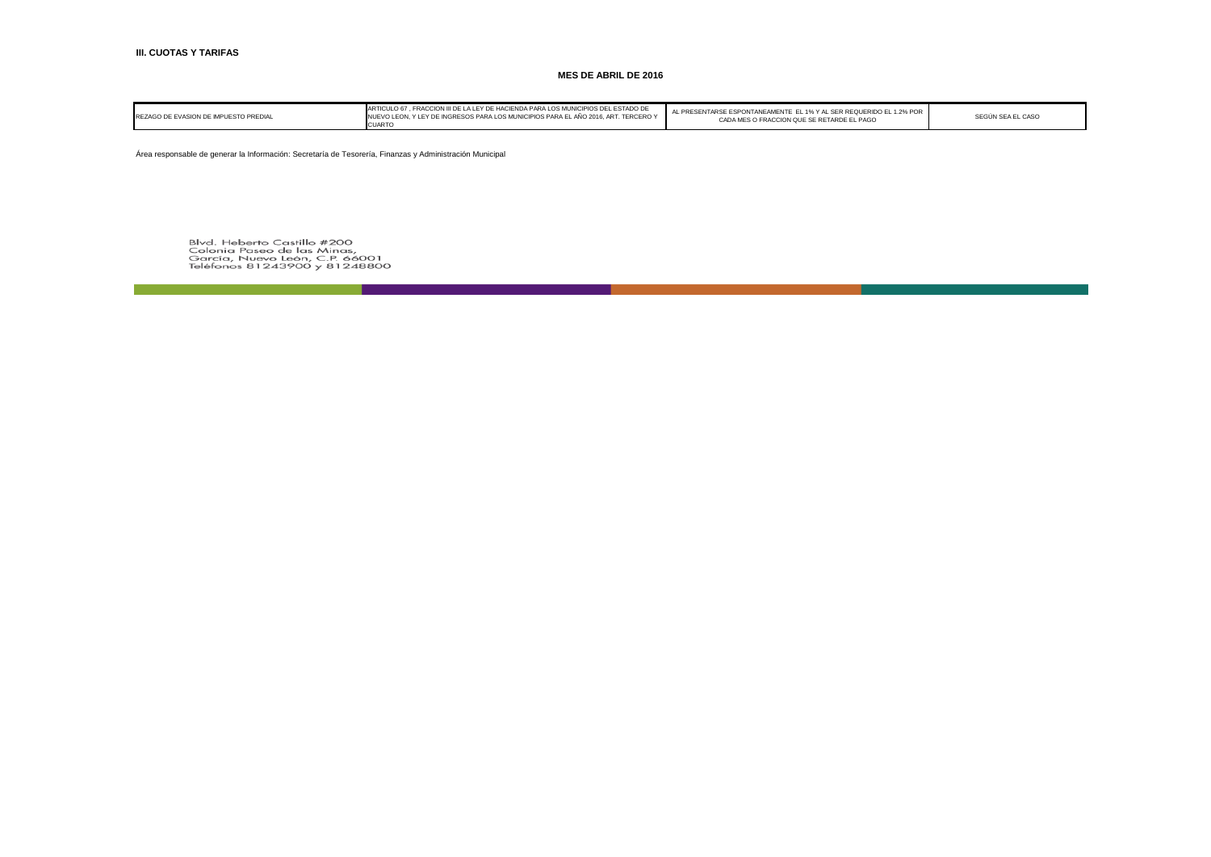**III. CUOTAS Y TARIFAS**

**MES DE ABRIL DE 2016**

| | | | |
|---|---|---|---|
| REZAGO DE EVASION DE IMPUESTO PREDIAL | ARTICULO 67 , FRACCION III DE LA LEY DE HACIENDA PARA LOS MUNICIPIOS DEL ESTADO DE NUEVO LEON, Y LEY DE INGRESOS PARA LOS MUNICIPIOS PARA EL AÑO 2016, ART. TERCERO Y CUARTO | AL PRESENTARSE ESPONTANEAMENTE EL 1% Y AL SER REQUERIDO EL 1.2% POR CADA MES O FRACCION QUE SE RETARDE EL PAGO | SEGÚN SEA EL CASO |

Área responsable de generar la Información: Secretaría de Tesorería, Finanzas y Administración Municipal

Blvd. Heberto Castillo #200
Colonia Paseo de las Minas,
García, Nuevo León, C.P. 66001
Teléfonos 81243900 y 81248800